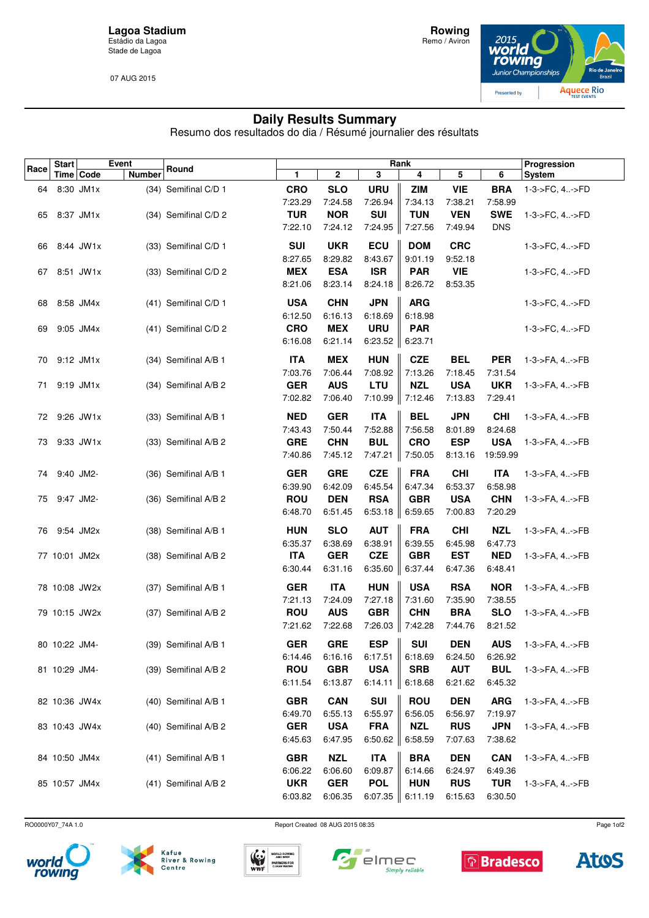**Lagoa Stadium**
Estádio da Lagoa
Stade de Lagoa

07 AUG 2015

**Rowing**
Remo / Aviron

2015 World Rowing Junior Championships — Rio de Janeiro, Brazil

# Daily Results Summary

Resumo dos resultados do dia / Résumé journalier des résultats

| Race | Start Time | Event Code | Event Number | Round | 1 | 2 | 3 | 4 | 5 | 6 | Progression System |
|---|---|---|---|---|---|---|---|---|---|---|---|
| 64 | 8:30 | JM1x | (34) | Semifinal C/D 1 | CRO 7:23.29 | SLO 7:24.58 | URU 7:26.94 | ZIM 7:34.13 | VIE 7:38.21 | BRA 7:58.99 | 1-3->FC, 4..->FD |
| 65 | 8:37 | JM1x | (34) | Semifinal C/D 2 | TUR 7:22.10 | NOR 7:24.12 | SUI 7:24.95 | TUN 7:27.56 | VEN 7:49.94 | SWE DNS | 1-3->FC, 4..->FD |
| 66 | 8:44 | JW1x | (33) | Semifinal C/D 1 | SUI 8:27.65 | UKR 8:29.82 | ECU 8:43.67 | DOM 9:01.19 | CRC 9:52.18 | | 1-3->FC, 4..->FD |
| 67 | 8:51 | JW1x | (33) | Semifinal C/D 2 | MEX 8:21.06 | ESA 8:23.14 | ISR 8:24.18 | PAR 8:26.72 | VIE 8:53.35 | | 1-3->FC, 4..->FD |
| 68 | 8:58 | JM4x | (41) | Semifinal C/D 1 | USA 6:12.50 | CHN 6:16.13 | JPN 6:18.69 | ARG 6:18.98 | | | 1-3->FC, 4..->FD |
| 69 | 9:05 | JM4x | (41) | Semifinal C/D 2 | CRO 6:16.08 | MEX 6:21.14 | URU 6:23.52 | PAR 6:23.71 | | | 1-3->FC, 4..->FD |
| 70 | 9:12 | JM1x | (34) | Semifinal A/B 1 | ITA 7:03.76 | MEX 7:06.44 | HUN 7:08.92 | CZE 7:13.26 | BEL 7:18.45 | PER 7:31.54 | 1-3->FA, 4..->FB |
| 71 | 9:19 | JM1x | (34) | Semifinal A/B 2 | GER 7:02.82 | AUS 7:06.40 | LTU 7:10.99 | NZL 7:12.46 | USA 7:13.83 | UKR 7:29.41 | 1-3->FA, 4..->FB |
| 72 | 9:26 | JW1x | (33) | Semifinal A/B 1 | NED 7:43.43 | GER 7:50.44 | ITA 7:52.88 | BEL 7:56.58 | JPN 8:01.89 | CHI 8:24.68 | 1-3->FA, 4..->FB |
| 73 | 9:33 | JW1x | (33) | Semifinal A/B 2 | GRE 7:40.86 | CHN 7:45.12 | BUL 7:47.21 | CRO 7:50.05 | ESP 8:13.16 | USA 19:59.99 | 1-3->FA, 4..->FB |
| 74 | 9:40 | JM2- | (36) | Semifinal A/B 1 | GER 6:39.90 | GRE 6:42.09 | CZE 6:45.54 | FRA 6:47.34 | CHI 6:53.37 | ITA 6:58.98 | 1-3->FA, 4..->FB |
| 75 | 9:47 | JM2- | (36) | Semifinal A/B 2 | ROU 6:48.70 | DEN 6:51.45 | RSA 6:53.18 | GBR 6:59.65 | USA 7:00.83 | CHN 7:20.29 | 1-3->FA, 4..->FB |
| 76 | 9:54 | JM2x | (38) | Semifinal A/B 1 | HUN 6:35.37 | SLO 6:38.69 | AUT 6:38.91 | FRA 6:39.55 | CHI 6:45.98 | NZL 6:47.73 | 1-3->FA, 4..->FB |
| 77 | 10:01 | JM2x | (38) | Semifinal A/B 2 | ITA 6:30.44 | GER 6:31.16 | CZE 6:35.60 | GBR 6:37.44 | EST 6:47.36 | NED 6:48.41 | 1-3->FA, 4..->FB |
| 78 | 10:08 | JW2x | (37) | Semifinal A/B 1 | GER 7:21.13 | ITA 7:24.09 | HUN 7:27.18 | USA 7:31.60 | RSA 7:35.90 | NOR 7:38.55 | 1-3->FA, 4..->FB |
| 79 | 10:15 | JW2x | (37) | Semifinal A/B 2 | ROU 7:21.62 | AUS 7:22.68 | GBR 7:26.03 | CHN 7:42.28 | BRA 7:44.76 | SLO 8:21.52 | 1-3->FA, 4..->FB |
| 80 | 10:22 | JM4- | (39) | Semifinal A/B 1 | GER 6:14.46 | GRE 6:16.16 | ESP 6:17.51 | SUI 6:18.69 | DEN 6:24.50 | AUS 6:26.92 | 1-3->FA, 4..->FB |
| 81 | 10:29 | JM4- | (39) | Semifinal A/B 2 | ROU 6:11.54 | GBR 6:13.87 | USA 6:14.11 | SRB 6:18.68 | AUT 6:21.62 | BUL 6:45.32 | 1-3->FA, 4..->FB |
| 82 | 10:36 | JW4x | (40) | Semifinal A/B 1 | GBR 6:49.70 | CAN 6:55.13 | SUI 6:55.97 | ROU 6:56.05 | DEN 6:56.97 | ARG 7:19.97 | 1-3->FA, 4..->FB |
| 83 | 10:43 | JW4x | (40) | Semifinal A/B 2 | GER 6:45.63 | USA 6:47.95 | FRA 6:50.62 | NZL 6:58.59 | RUS 7:07.63 | JPN 7:38.62 | 1-3->FA, 4..->FB |
| 84 | 10:50 | JM4x | (41) | Semifinal A/B 1 | GBR 6:06.22 | NZL 6:06.60 | ITA 6:09.87 | BRA 6:14.66 | DEN 6:24.97 | CAN 6:49.36 | 1-3->FA, 4..->FB |
| 85 | 10:57 | JM4x | (41) | Semifinal A/B 2 | UKR 6:03.82 | GER 6:06.35 | POL 6:07.35 | HUN 6:11.19 | RUS 6:15.63 | TUR 6:30.50 | 1-3->FA, 4..->FB |

RO0000Y07_74A 1.0 — Report Created 08 AUG 2015 08:35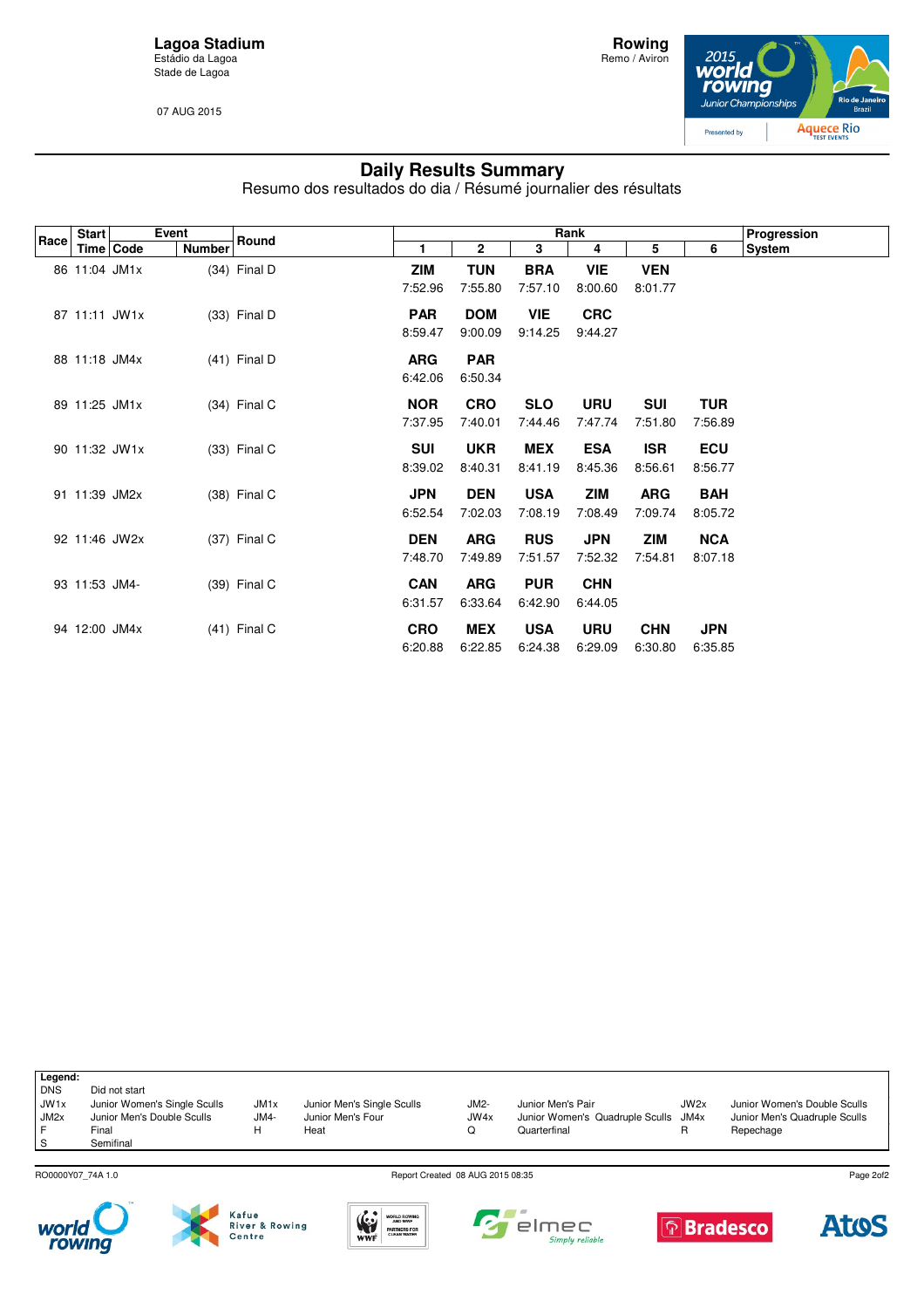**Lagoa Stadium**
Estádio da Lagoa
Stade de Lagoa

07 AUG 2015

**Rowing**
Remo / Aviron

# Daily Results Summary

Resumo dos resultados do dia / Résumé journalier des résultats

| Race | Start Time | Event Code | Event Number | Round | Rank 1 | 2 | 3 | 4 | 5 | 6 | Progression System |
|---|---|---|---|---|---|---|---|---|---|---|---|
| 86 | 11:04 | JM1x | (34) | Final D | **ZIM** 7:52.96 | **TUN** 7:55.80 | **BRA** 7:57.10 | **VIE** 8:00.60 | **VEN** 8:01.77 | | |
| 87 | 11:11 | JW1x | (33) | Final D | **PAR** 8:59.47 | **DOM** 9:00.09 | **VIE** 9:14.25 | **CRC** 9:44.27 | | | |
| 88 | 11:18 | JM4x | (41) | Final D | **ARG** 6:42.06 | **PAR** 6:50.34 | | | | | |
| 89 | 11:25 | JM1x | (34) | Final C | **NOR** 7:37.95 | **CRO** 7:40.01 | **SLO** 7:44.46 | **URU** 7:47.74 | **SUI** 7:51.80 | **TUR** 7:56.89 | |
| 90 | 11:32 | JW1x | (33) | Final C | **SUI** 8:39.02 | **UKR** 8:40.31 | **MEX** 8:41.19 | **ESA** 8:45.36 | **ISR** 8:56.61 | **ECU** 8:56.77 | |
| 91 | 11:39 | JM2x | (38) | Final C | **JPN** 6:52.54 | **DEN** 7:02.03 | **USA** 7:08.19 | **ZIM** 7:08.49 | **ARG** 7:09.74 | **BAH** 8:05.72 | |
| 92 | 11:46 | JW2x | (37) | Final C | **DEN** 7:48.70 | **ARG** 7:49.89 | **RUS** 7:51.57 | **JPN** 7:52.32 | **ZIM** 7:54.81 | **NCA** 8:07.18 | |
| 93 | 11:53 | JM4- | (39) | Final C | **CAN** 6:31.57 | **ARG** 6:33.64 | **PUR** 6:42.90 | **CHN** 6:44.05 | | | |
| 94 | 12:00 | JM4x | (41) | Final C | **CRO** 6:20.88 | **MEX** 6:22.85 | **USA** 6:24.38 | **URU** 6:29.09 | **CHN** 6:30.80 | **JPN** 6:35.85 | |

**Legend:**

| | | | | | | | |
|---|---|---|---|---|---|---|---|
| DNS | Did not start | | | | | | |
| JW1x | Junior Women's Single Sculls | JM1x | Junior Men's Single Sculls | JM2- | Junior Men's Pair | JW2x | Junior Women's Double Sculls |
| JM2x | Junior Men's Double Sculls | JM4- | Junior Men's Four | JW4x | Junior Women's Quadruple Sculls | JM4x | Junior Men's Quadruple Sculls |
| F | Final | H | Heat | Q | Quarterfinal | R | Repechage |
| S | Semifinal | | | | | | |

RO0000Y07_74A 1.0

Report Created 08 AUG 2015 08:35